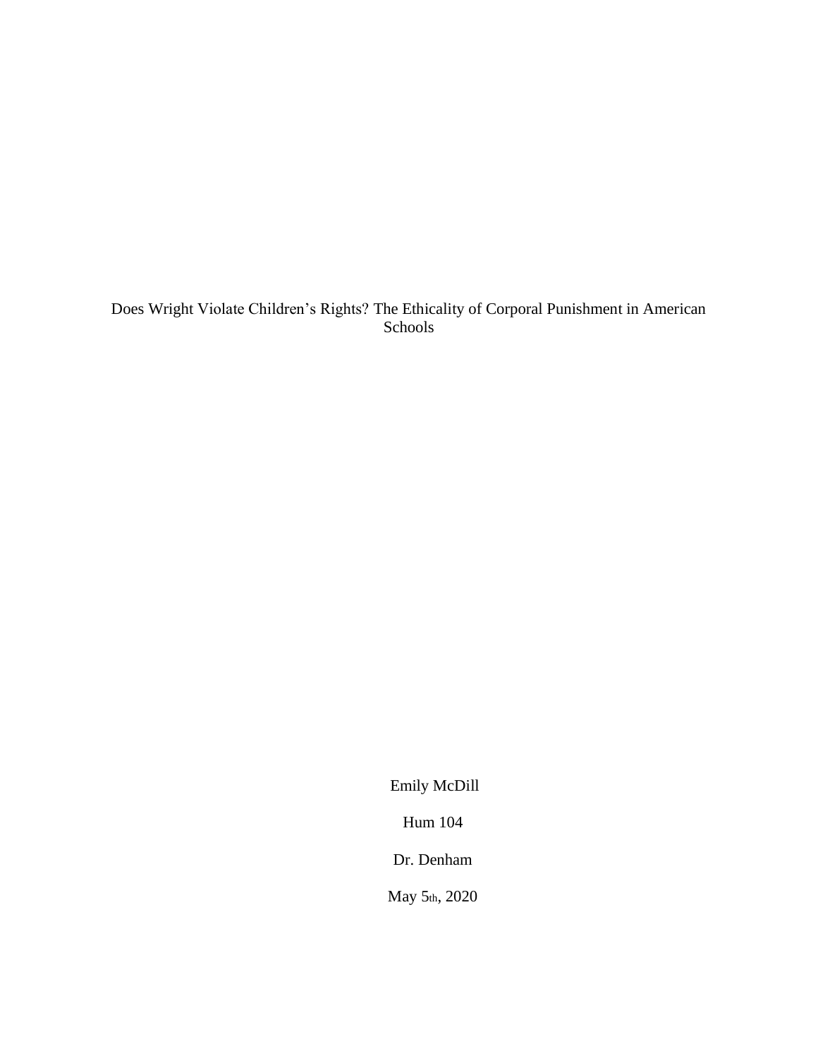Does Wright Violate Children's Rights? The Ethicality of Corporal Punishment in American Schools

Emily McDill

Hum 104

Dr. Denham

May 5th, 2020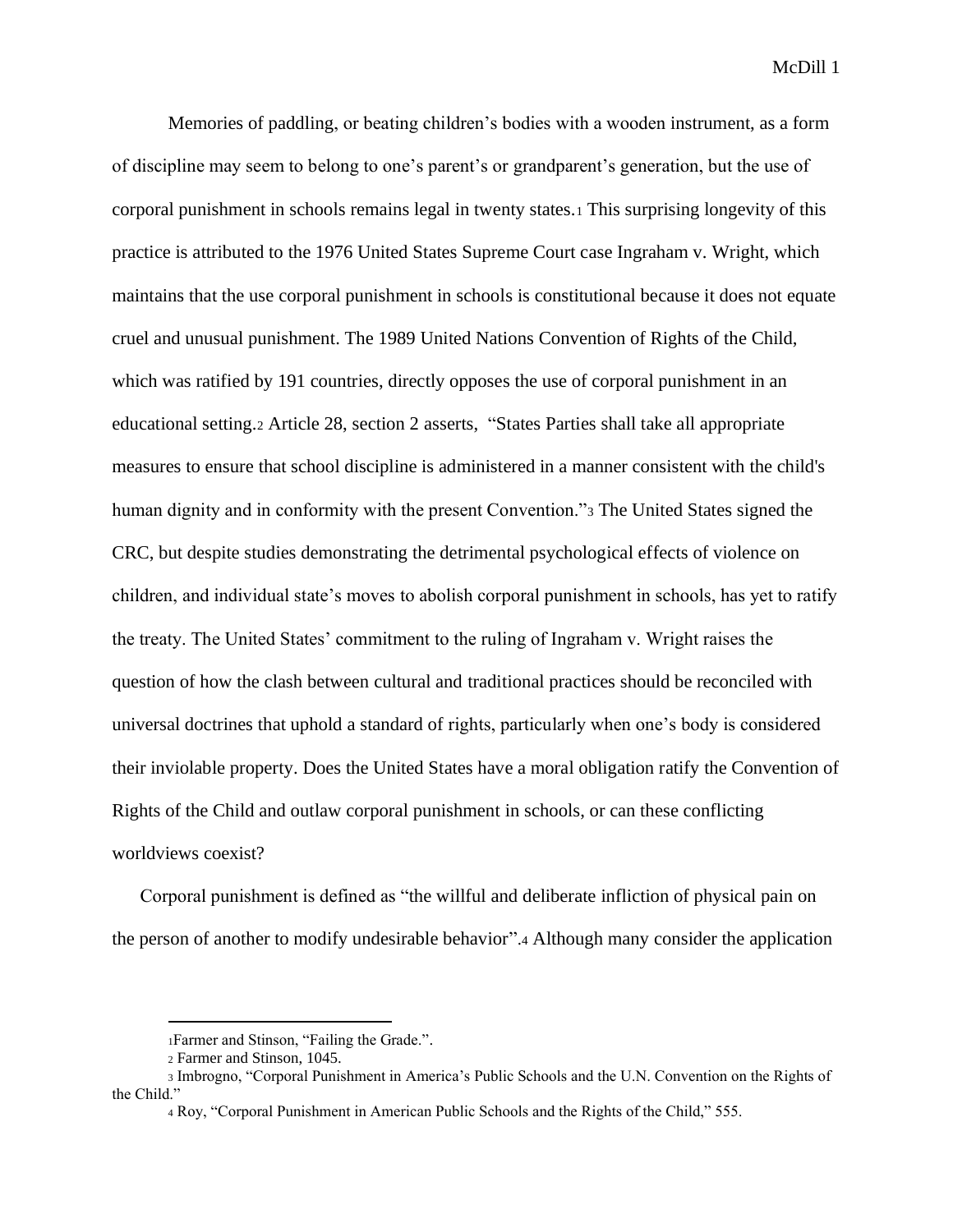Memories of paddling, or beating children's bodies with a wooden instrument, as a form of discipline may seem to belong to one's parent's or grandparent's generation, but the use of corporal punishment in schools remains legal in twenty states.[1] This surprising longevity of this practice is attributed to the 1976 United States Supreme Court case Ingraham v. Wright, which maintains that the use corporal punishment in schools is constitutional because it does not equate cruel and unusual punishment. The 1989 United Nations Convention of Rights of the Child, which was ratified by 191 countries, directly opposes the use of corporal punishment in an educational setting.[2] Article 28, section 2 asserts, "States Parties shall take all appropriate measures to ensure that school discipline is administered in a manner consistent with the child's human dignity and in conformity with the present Convention."[3] The United States signed the CRC, but despite studies demonstrating the detrimental psychological effects of violence on children, and individual state's moves to abolish corporal punishment in schools, has yet to ratify the treaty. The United States' commitment to the ruling of Ingraham v. Wright raises the question of how the clash between cultural and traditional practices should be reconciled with universal doctrines that uphold a standard of rights, particularly when one's body is considered their inviolable property. Does the United States have a moral obligation ratify the Convention of Rights of the Child and outlaw corporal punishment in schools, or can these conflicting worldviews coexist?

Corporal punishment is defined as "the willful and deliberate infliction of physical pain on the person of another to modify undesirable behavior".[4] Although many consider the application

---

[1] Farmer and Stinson, "Failing the Grade.".

[2] Farmer and Stinson, 1045.

[3] Imbrogno, "Corporal Punishment in America's Public Schools and the U.N. Convention on the Rights of the Child."

[4] Roy, "Corporal Punishment in American Public Schools and the Rights of the Child," 555.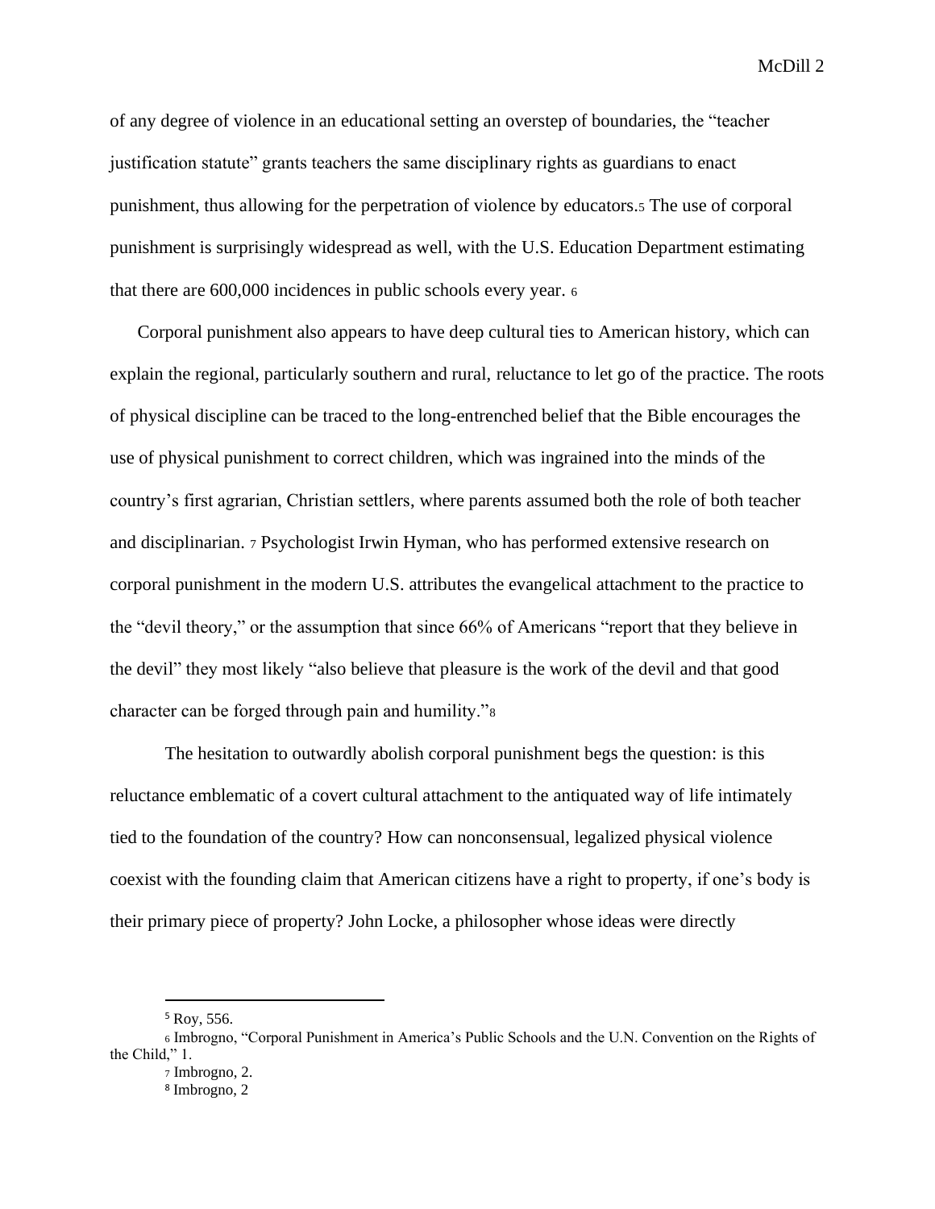of any degree of violence in an educational setting an overstep of boundaries, the "teacher justification statute" grants teachers the same disciplinary rights as guardians to enact punishment, thus allowing for the perpetration of violence by educators.[5] The use of corporal punishment is surprisingly widespread as well, with the U.S. Education Department estimating that there are 600,000 incidences in public schools every year. [6]

Corporal punishment also appears to have deep cultural ties to American history, which can explain the regional, particularly southern and rural, reluctance to let go of the practice. The roots of physical discipline can be traced to the long-entrenched belief that the Bible encourages the use of physical punishment to correct children, which was ingrained into the minds of the country's first agrarian, Christian settlers, where parents assumed both the role of both teacher and disciplinarian. [7] Psychologist Irwin Hyman, who has performed extensive research on corporal punishment in the modern U.S. attributes the evangelical attachment to the practice to the "devil theory," or the assumption that since 66% of Americans "report that they believe in the devil" they most likely "also believe that pleasure is the work of the devil and that good character can be forged through pain and humility."[8]

The hesitation to outwardly abolish corporal punishment begs the question: is this reluctance emblematic of a covert cultural attachment to the antiquated way of life intimately tied to the foundation of the country? How can nonconsensual, legalized physical violence coexist with the founding claim that American citizens have a right to property, if one's body is their primary piece of property? John Locke, a philosopher whose ideas were directly

---

[5] Roy, 556.

[6] Imbrogno, "Corporal Punishment in America's Public Schools and the U.N. Convention on the Rights of the Child," 1.

[7] Imbrogno, 2.

[8] Imbrogno, 2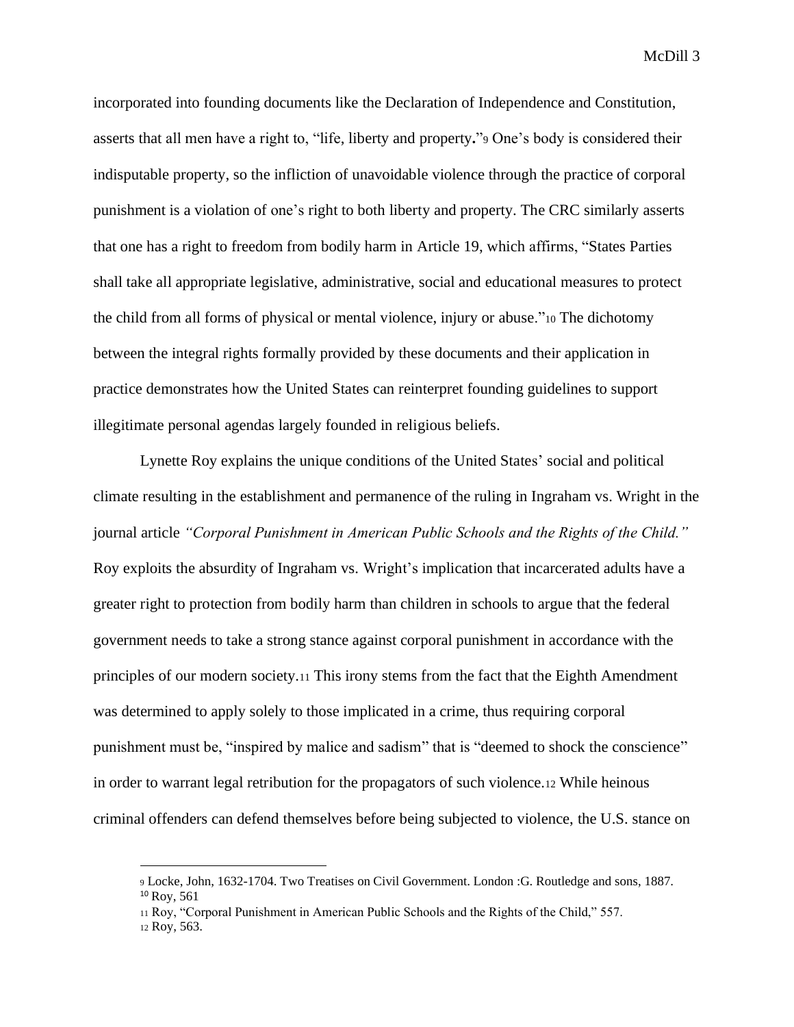incorporated into founding documents like the Declaration of Independence and Constitution, asserts that all men have a right to, "life, liberty and property."[9] One's body is considered their indisputable property, so the infliction of unavoidable violence through the practice of corporal punishment is a violation of one's right to both liberty and property. The CRC similarly asserts that one has a right to freedom from bodily harm in Article 19, which affirms, "States Parties shall take all appropriate legislative, administrative, social and educational measures to protect the child from all forms of physical or mental violence, injury or abuse."[10] The dichotomy between the integral rights formally provided by these documents and their application in practice demonstrates how the United States can reinterpret founding guidelines to support illegitimate personal agendas largely founded in religious beliefs.

Lynette Roy explains the unique conditions of the United States' social and political climate resulting in the establishment and permanence of the ruling in Ingraham vs. Wright in the journal article *"Corporal Punishment in American Public Schools and the Rights of the Child."* Roy exploits the absurdity of Ingraham vs. Wright's implication that incarcerated adults have a greater right to protection from bodily harm than children in schools to argue that the federal government needs to take a strong stance against corporal punishment in accordance with the principles of our modern society.[11] This irony stems from the fact that the Eighth Amendment was determined to apply solely to those implicated in a crime, thus requiring corporal punishment must be, "inspired by malice and sadism" that is "deemed to shock the conscience" in order to warrant legal retribution for the propagators of such violence.[12] While heinous criminal offenders can defend themselves before being subjected to violence, the U.S. stance on

---

[9] Locke, John, 1632-1704. Two Treatises on Civil Government. London :G. Routledge and sons, 1887.
[10] Roy, 561
[11] Roy, "Corporal Punishment in American Public Schools and the Rights of the Child," 557.
[12] Roy, 563.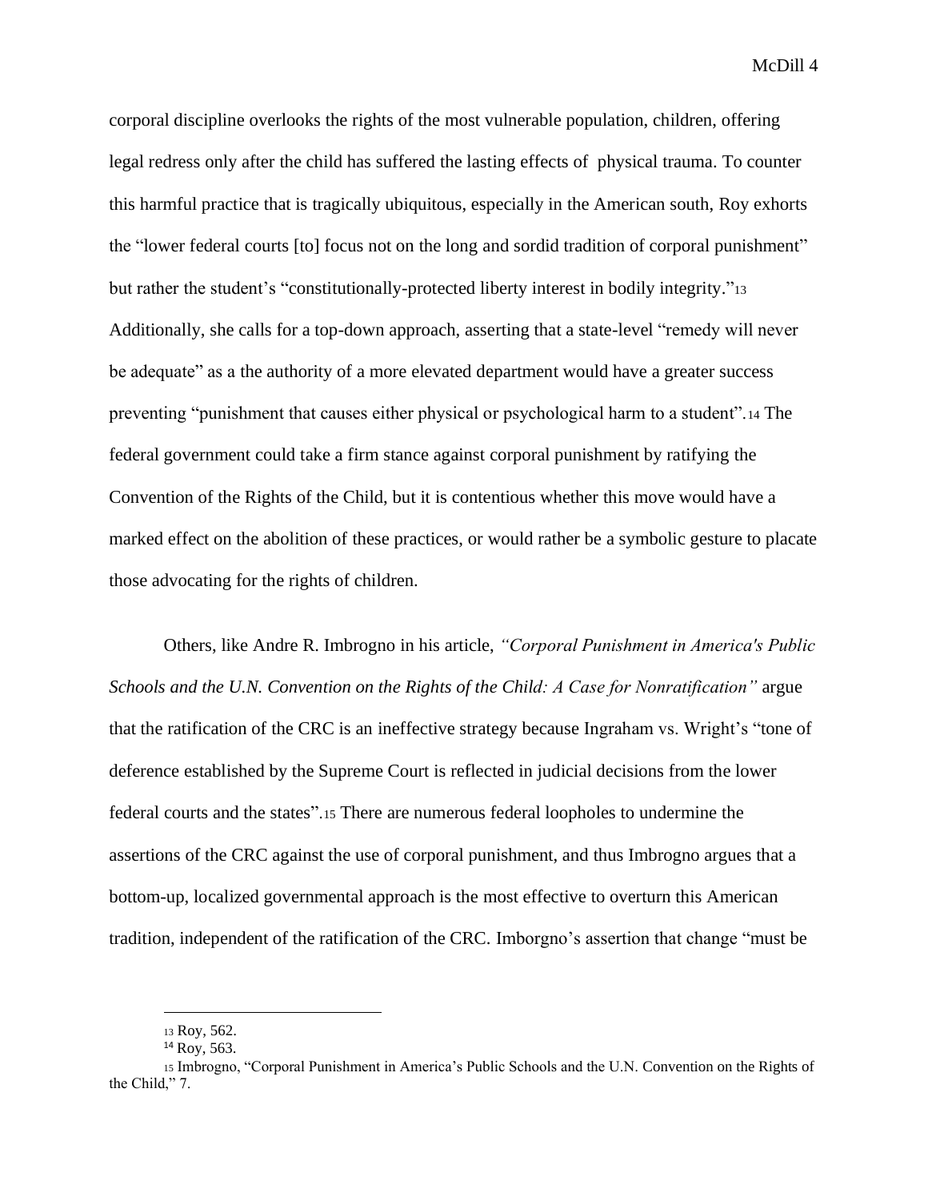corporal discipline overlooks the rights of the most vulnerable population, children, offering legal redress only after the child has suffered the lasting effects of physical trauma. To counter this harmful practice that is tragically ubiquitous, especially in the American south, Roy exhorts the "lower federal courts [to] focus not on the long and sordid tradition of corporal punishment" but rather the student's "constitutionally-protected liberty interest in bodily integrity."[13] Additionally, she calls for a top-down approach, asserting that a state-level "remedy will never be adequate" as a the authority of a more elevated department would have a greater success preventing "punishment that causes either physical or psychological harm to a student".[14] The federal government could take a firm stance against corporal punishment by ratifying the Convention of the Rights of the Child, but it is contentious whether this move would have a marked effect on the abolition of these practices, or would rather be a symbolic gesture to placate those advocating for the rights of children.

Others, like Andre R. Imbrogno in his article, *"Corporal Punishment in America's Public Schools and the U.N. Convention on the Rights of the Child: A Case for Nonratification"* argue that the ratification of the CRC is an ineffective strategy because Ingraham vs. Wright's "tone of deference established by the Supreme Court is reflected in judicial decisions from the lower federal courts and the states".[15] There are numerous federal loopholes to undermine the assertions of the CRC against the use of corporal punishment, and thus Imbrogno argues that a bottom-up, localized governmental approach is the most effective to overturn this American tradition, independent of the ratification of the CRC. Imborgno's assertion that change "must be

---

[13] Roy, 562.

[14] Roy, 563.

[15] Imbrogno, "Corporal Punishment in America's Public Schools and the U.N. Convention on the Rights of the Child," 7.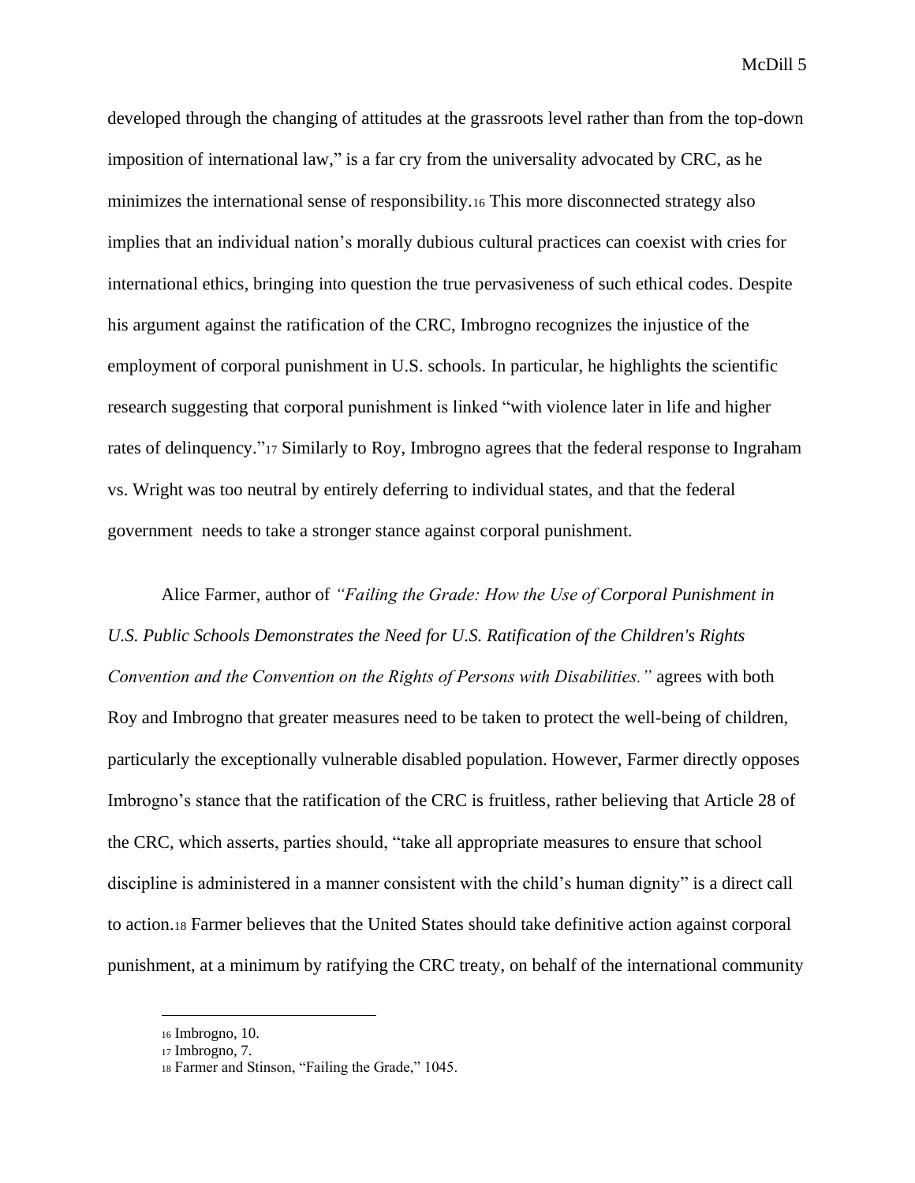developed through the changing of attitudes at the grassroots level rather than from the top-down imposition of international law," is a far cry from the universality advocated by CRC, as he minimizes the international sense of responsibility.[16] This more disconnected strategy also implies that an individual nation's morally dubious cultural practices can coexist with cries for international ethics, bringing into question the true pervasiveness of such ethical codes. Despite his argument against the ratification of the CRC, Imbrogno recognizes the injustice of the employment of corporal punishment in U.S. schools. In particular, he highlights the scientific research suggesting that corporal punishment is linked "with violence later in life and higher rates of delinquency."[17] Similarly to Roy, Imbrogno agrees that the federal response to Ingraham vs. Wright was too neutral by entirely deferring to individual states, and that the federal government needs to take a stronger stance against corporal punishment.

Alice Farmer, author of *"Failing the Grade: How the Use of Corporal Punishment in U.S. Public Schools Demonstrates the Need for U.S. Ratification of the Children's Rights Convention and the Convention on the Rights of Persons with Disabilities."* agrees with both Roy and Imbrogno that greater measures need to be taken to protect the well-being of children, particularly the exceptionally vulnerable disabled population. However, Farmer directly opposes Imbrogno's stance that the ratification of the CRC is fruitless, rather believing that Article 28 of the CRC, which asserts, parties should, "take all appropriate measures to ensure that school discipline is administered in a manner consistent with the child's human dignity" is a direct call to action.[18] Farmer believes that the United States should take definitive action against corporal punishment, at a minimum by ratifying the CRC treaty, on behalf of the international community

---

[16] Imbrogno, 10.

[17] Imbrogno, 7.

[18] Farmer and Stinson, "Failing the Grade," 1045.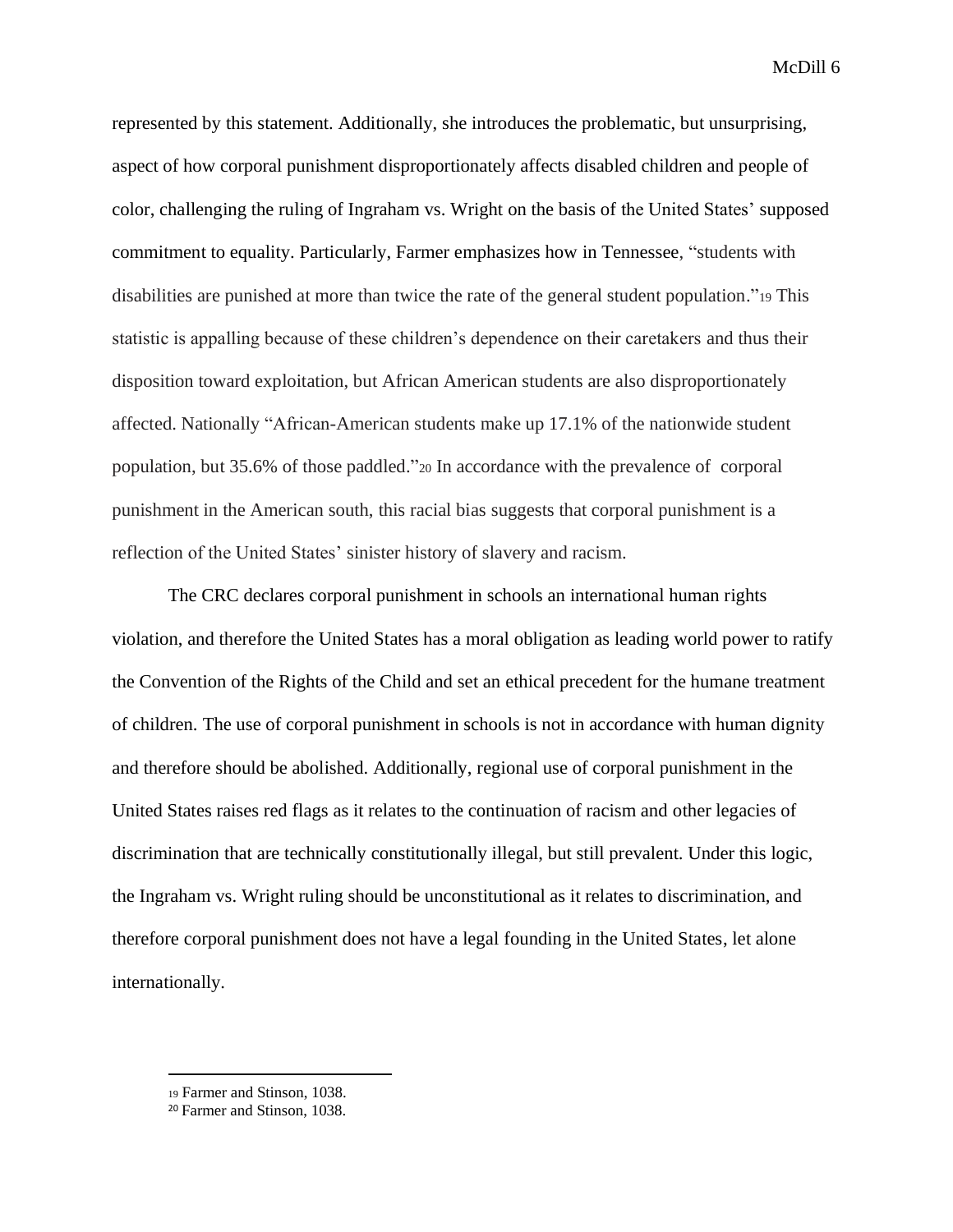represented by this statement. Additionally, she introduces the problematic, but unsurprising, aspect of how corporal punishment disproportionately affects disabled children and people of color, challenging the ruling of Ingraham vs. Wright on the basis of the United States' supposed commitment to equality. Particularly, Farmer emphasizes how in Tennessee, "students with disabilities are punished at more than twice the rate of the general student population."[19] This statistic is appalling because of these children's dependence on their caretakers and thus their disposition toward exploitation, but African American students are also disproportionately affected. Nationally "African-American students make up 17.1% of the nationwide student population, but 35.6% of those paddled."[20] In accordance with the prevalence of corporal punishment in the American south, this racial bias suggests that corporal punishment is a reflection of the United States' sinister history of slavery and racism.

The CRC declares corporal punishment in schools an international human rights violation, and therefore the United States has a moral obligation as leading world power to ratify the Convention of the Rights of the Child and set an ethical precedent for the humane treatment of children. The use of corporal punishment in schools is not in accordance with human dignity and therefore should be abolished. Additionally, regional use of corporal punishment in the United States raises red flags as it relates to the continuation of racism and other legacies of discrimination that are technically constitutionally illegal, but still prevalent. Under this logic, the Ingraham vs. Wright ruling should be unconstitutional as it relates to discrimination, and therefore corporal punishment does not have a legal founding in the United States, let alone internationally.

---

[19] Farmer and Stinson, 1038.
[20] Farmer and Stinson, 1038.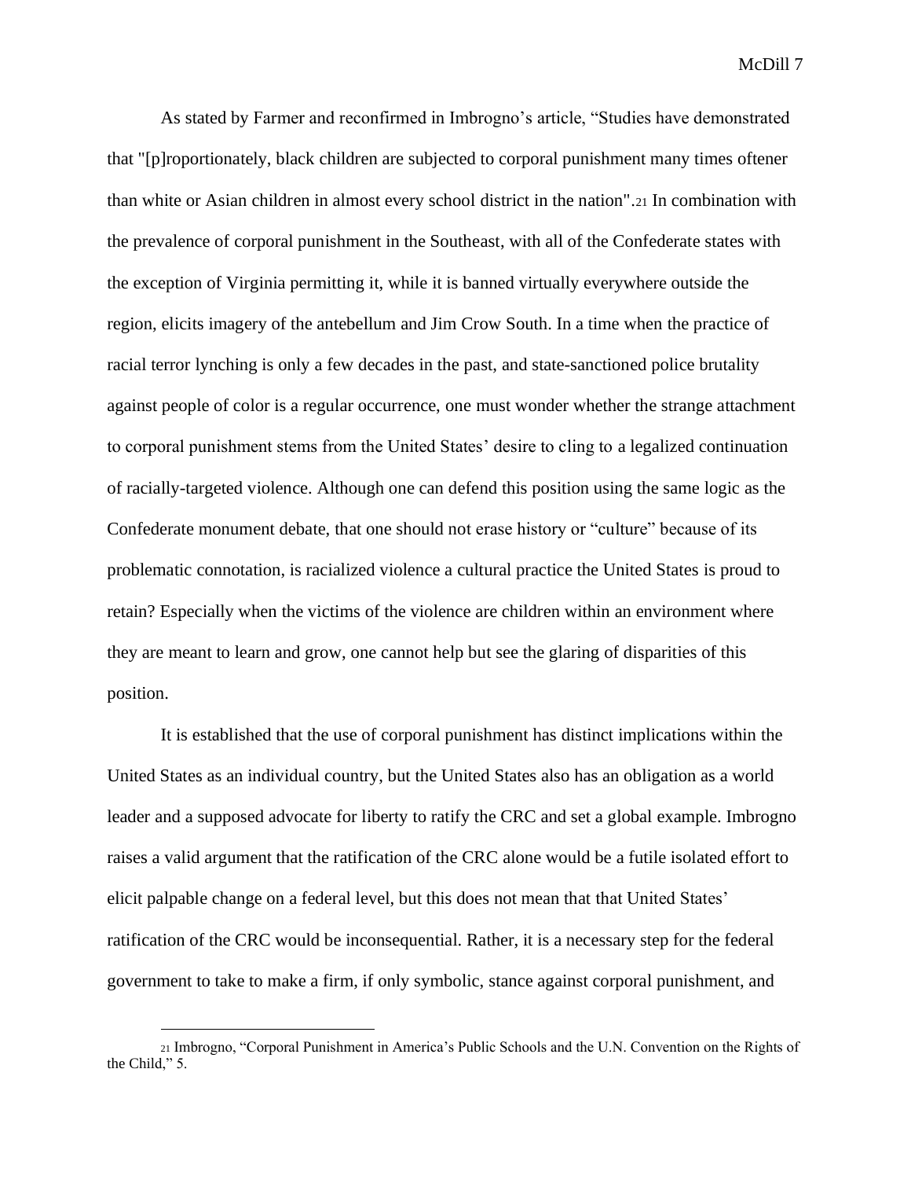As stated by Farmer and reconfirmed in Imbrogno's article, "Studies have demonstrated that "[p]roportionately, black children are subjected to corporal punishment many times oftener than white or Asian children in almost every school district in the nation".[21] In combination with the prevalence of corporal punishment in the Southeast, with all of the Confederate states with the exception of Virginia permitting it, while it is banned virtually everywhere outside the region, elicits imagery of the antebellum and Jim Crow South. In a time when the practice of racial terror lynching is only a few decades in the past, and state-sanctioned police brutality against people of color is a regular occurrence, one must wonder whether the strange attachment to corporal punishment stems from the United States' desire to cling to a legalized continuation of racially-targeted violence. Although one can defend this position using the same logic as the Confederate monument debate, that one should not erase history or "culture" because of its problematic connotation, is racialized violence a cultural practice the United States is proud to retain? Especially when the victims of the violence are children within an environment where they are meant to learn and grow, one cannot help but see the glaring of disparities of this position.

It is established that the use of corporal punishment has distinct implications within the United States as an individual country, but the United States also has an obligation as a world leader and a supposed advocate for liberty to ratify the CRC and set a global example. Imbrogno raises a valid argument that the ratification of the CRC alone would be a futile isolated effort to elicit palpable change on a federal level, but this does not mean that that United States' ratification of the CRC would be inconsequential. Rather, it is a necessary step for the federal government to take to make a firm, if only symbolic, stance against corporal punishment, and

[21] Imbrogno, "Corporal Punishment in America's Public Schools and the U.N. Convention on the Rights of the Child," 5.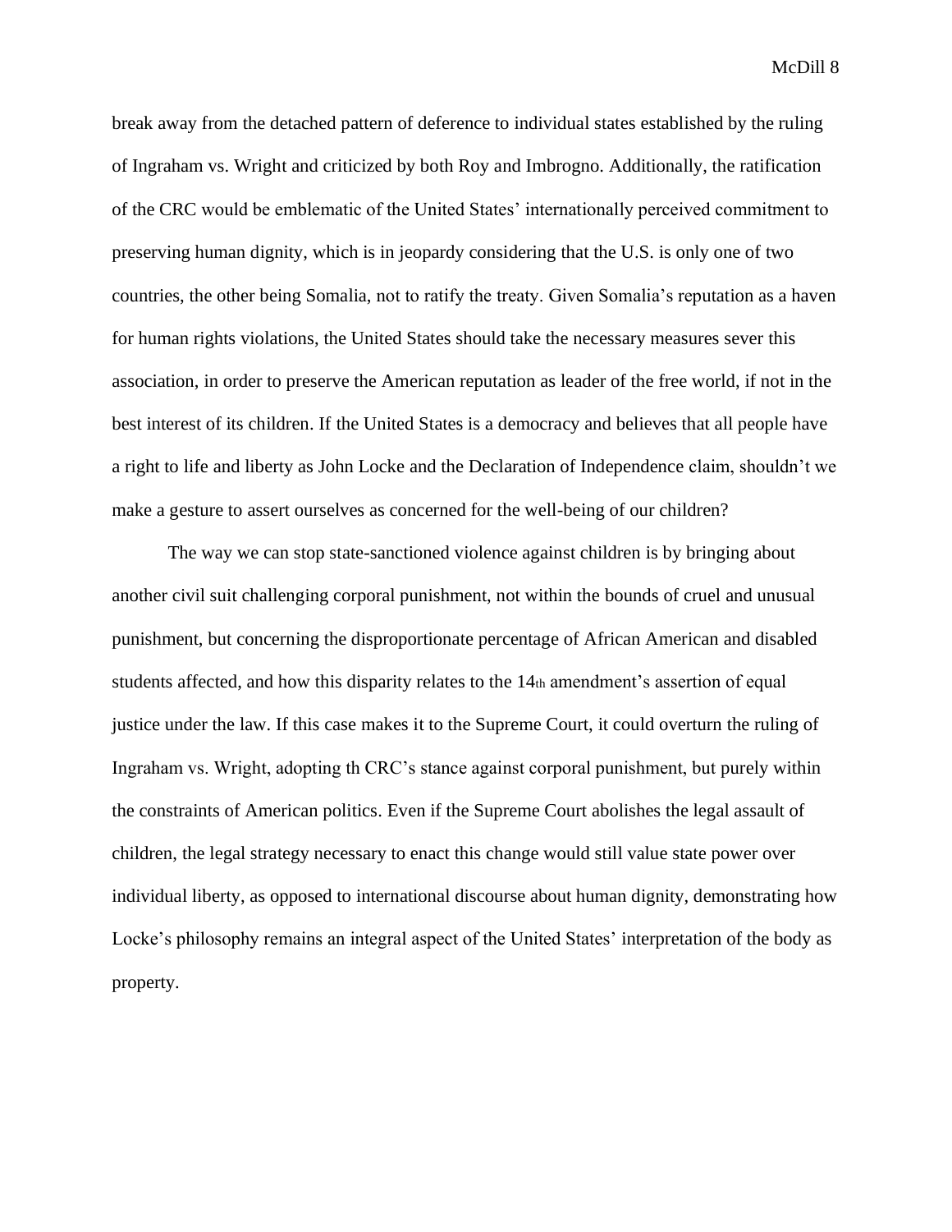break away from the detached pattern of deference to individual states established by the ruling of Ingraham vs. Wright and criticized by both Roy and Imbrogno. Additionally, the ratification of the CRC would be emblematic of the United States' internationally perceived commitment to preserving human dignity, which is in jeopardy considering that the U.S. is only one of two countries, the other being Somalia, not to ratify the treaty. Given Somalia's reputation as a haven for human rights violations, the United States should take the necessary measures sever this association, in order to preserve the American reputation as leader of the free world, if not in the best interest of its children. If the United States is a democracy and believes that all people have a right to life and liberty as John Locke and the Declaration of Independence claim, shouldn't we make a gesture to assert ourselves as concerned for the well-being of our children?

The way we can stop state-sanctioned violence against children is by bringing about another civil suit challenging corporal punishment, not within the bounds of cruel and unusual punishment, but concerning the disproportionate percentage of African American and disabled students affected, and how this disparity relates to the 14th amendment's assertion of equal justice under the law. If this case makes it to the Supreme Court, it could overturn the ruling of Ingraham vs. Wright, adopting th CRC's stance against corporal punishment, but purely within the constraints of American politics. Even if the Supreme Court abolishes the legal assault of children, the legal strategy necessary to enact this change would still value state power over individual liberty, as opposed to international discourse about human dignity, demonstrating how Locke's philosophy remains an integral aspect of the United States' interpretation of the body as property.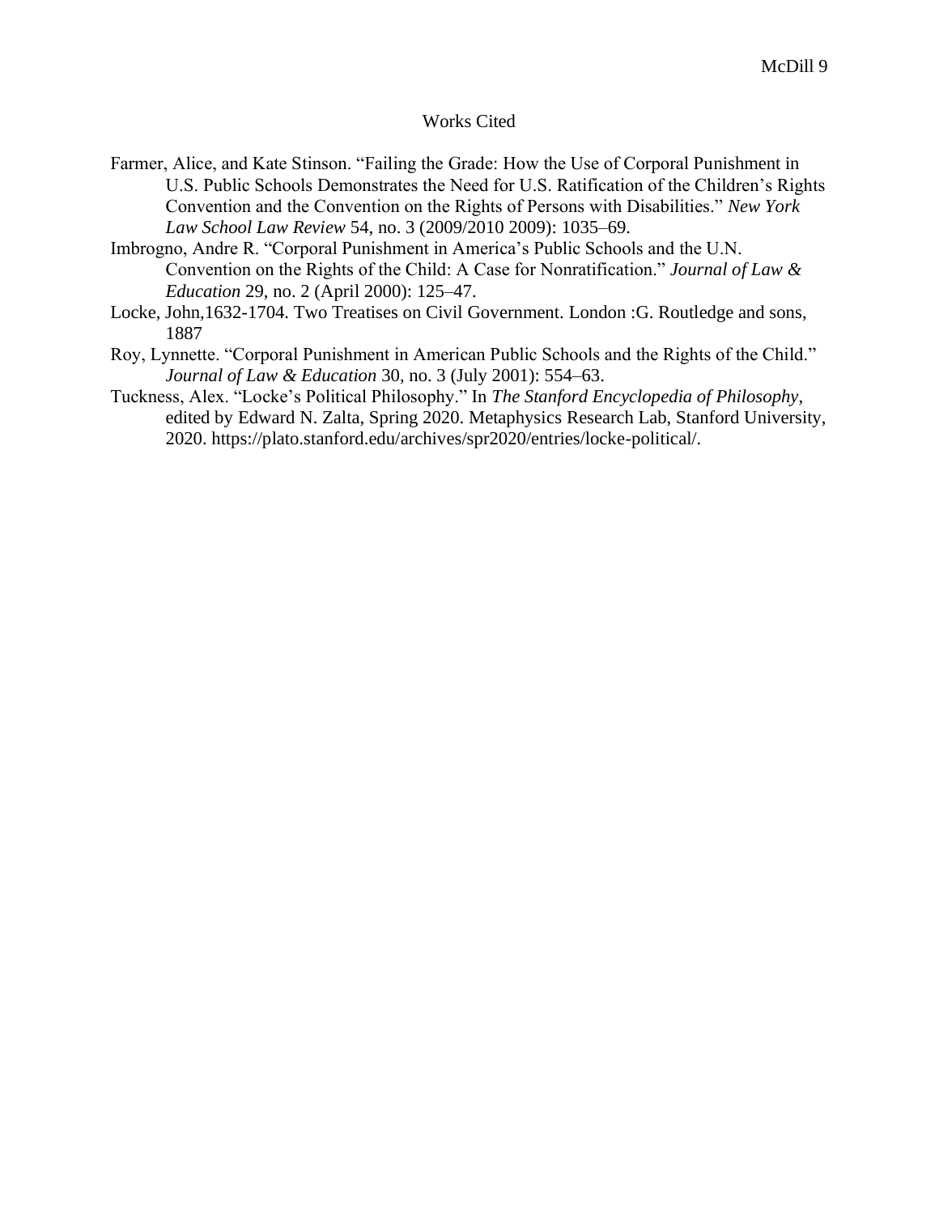# Works Cited

Farmer, Alice, and Kate Stinson. "Failing the Grade: How the Use of Corporal Punishment in U.S. Public Schools Demonstrates the Need for U.S. Ratification of the Children's Rights Convention and the Convention on the Rights of Persons with Disabilities." *New York Law School Law Review* 54, no. 3 (2009/2010 2009): 1035–69.

Imbrogno, Andre R. "Corporal Punishment in America's Public Schools and the U.N. Convention on the Rights of the Child: A Case for Nonratification." *Journal of Law & Education* 29, no. 2 (April 2000): 125–47.

Locke, John,1632-1704. Two Treatises on Civil Government. London :G. Routledge and sons, 1887

Roy, Lynnette. "Corporal Punishment in American Public Schools and the Rights of the Child." *Journal of Law & Education* 30, no. 3 (July 2001): 554–63.

Tuckness, Alex. "Locke's Political Philosophy." In *The Stanford Encyclopedia of Philosophy*, edited by Edward N. Zalta, Spring 2020. Metaphysics Research Lab, Stanford University, 2020. https://plato.stanford.edu/archives/spr2020/entries/locke-political/.